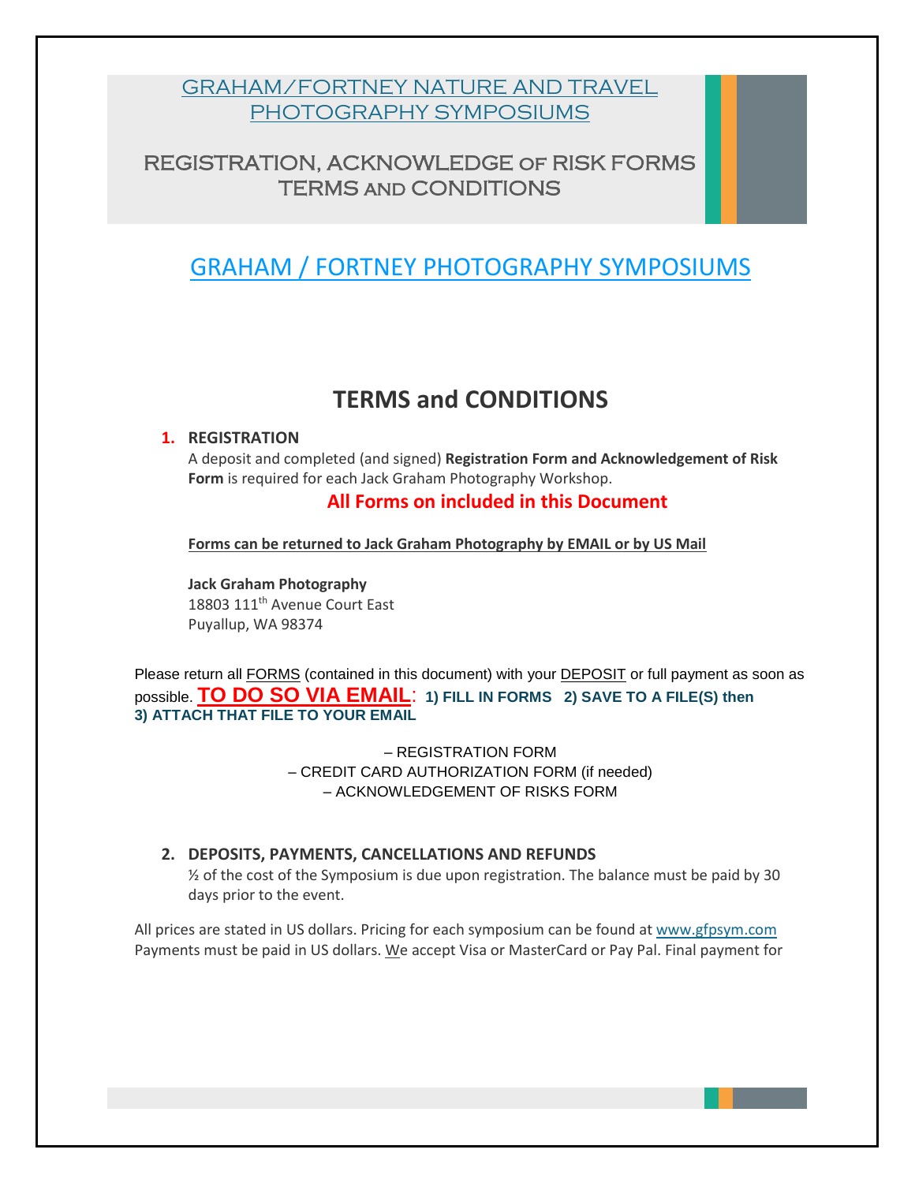# GRAHAM/FORTNEY NATURE AND TRAVEL PHOTOGRAPHY SYMPOSIUMS

## REGISTRATION, ACKNOWLEDGE of RISK FORMS TERMS and CONDITIONS

## GRAHAM / FORTNEY PHOTOGRAPHY SYMPOSIUMS

## TERMS and CONDITIONS

1. **REGISTRATION**

   A deposit and completed (and signed) **Registration Form and Acknowledgement of Risk Form** is required for each Jack Graham Photography Workshop.

   **All Forms on included in this Document**

   **Forms can be returned to Jack Graham Photography by EMAIL or by US Mail**

   **Jack Graham Photography**
   18803 111th Avenue Court East
   Puyallup, WA 98374

Please return all FORMS (contained in this document) with your DEPOSIT or full payment as soon as possible. **TO DO SO VIA EMAIL**: **1) FILL IN FORMS 2) SAVE TO A FILE(S) then 3) ATTACH THAT FILE TO YOUR EMAIL**

– REGISTRATION FORM
– CREDIT CARD AUTHORIZATION FORM (if needed)
– ACKNOWLEDGEMENT OF RISKS FORM

2. **DEPOSITS, PAYMENTS, CANCELLATIONS AND REFUNDS**

   ½ of the cost of the Symposium is due upon registration. The balance must be paid by 30 days prior to the event.

All prices are stated in US dollars. Pricing for each symposium can be found at www.gfpsym.com Payments must be paid in US dollars. We accept Visa or MasterCard or Pay Pal. Final payment for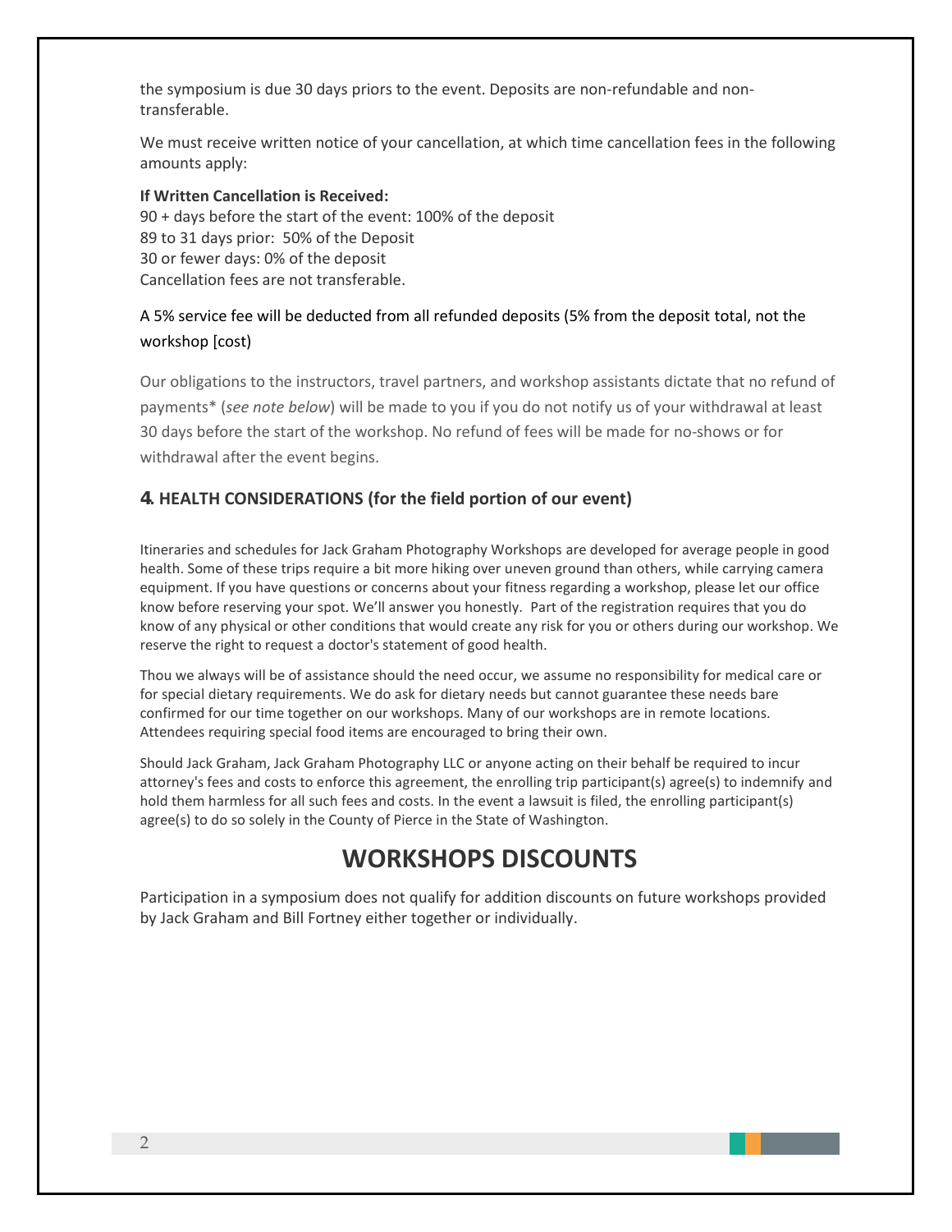the symposium is due 30 days priors to the event. Deposits are non-refundable and non-transferable.

We must receive written notice of your cancellation, at which time cancellation fees in the following amounts apply:

**If Written Cancellation is Received:**
90 + days before the start of the event: 100% of the deposit
89 to 31 days prior: 50% of the Deposit
30 or fewer days: 0% of the deposit
Cancellation fees are not transferable.

A 5% service fee will be deducted from all refunded deposits (5% from the deposit total, not the workshop [cost)

Our obligations to the instructors, travel partners, and workshop assistants dictate that no refund of payments* (*see note below*) will be made to you if you do not notify us of your withdrawal at least 30 days before the start of the workshop. No refund of fees will be made for no-shows or for withdrawal after the event begins.

### 4. HEALTH CONSIDERATIONS (for the field portion of our event)

Itineraries and schedules for Jack Graham Photography Workshops are developed for average people in good health. Some of these trips require a bit more hiking over uneven ground than others, while carrying camera equipment. If you have questions or concerns about your fitness regarding a workshop, please let our office know before reserving your spot. We'll answer you honestly. Part of the registration requires that you do know of any physical or other conditions that would create any risk for you or others during our workshop. We reserve the right to request a doctor's statement of good health.

Thou we always will be of assistance should the need occur, we assume no responsibility for medical care or for special dietary requirements. We do ask for dietary needs but cannot guarantee these needs bare confirmed for our time together on our workshops. Many of our workshops are in remote locations. Attendees requiring special food items are encouraged to bring their own.

Should Jack Graham, Jack Graham Photography LLC or anyone acting on their behalf be required to incur attorney's fees and costs to enforce this agreement, the enrolling trip participant(s) agree(s) to indemnify and hold them harmless for all such fees and costs. In the event a lawsuit is filed, the enrolling participant(s) agree(s) to do so solely in the County of Pierce in the State of Washington.

## WORKSHOPS DISCOUNTS

Participation in a symposium does not qualify for addition discounts on future workshops provided by Jack Graham and Bill Fortney either together or individually.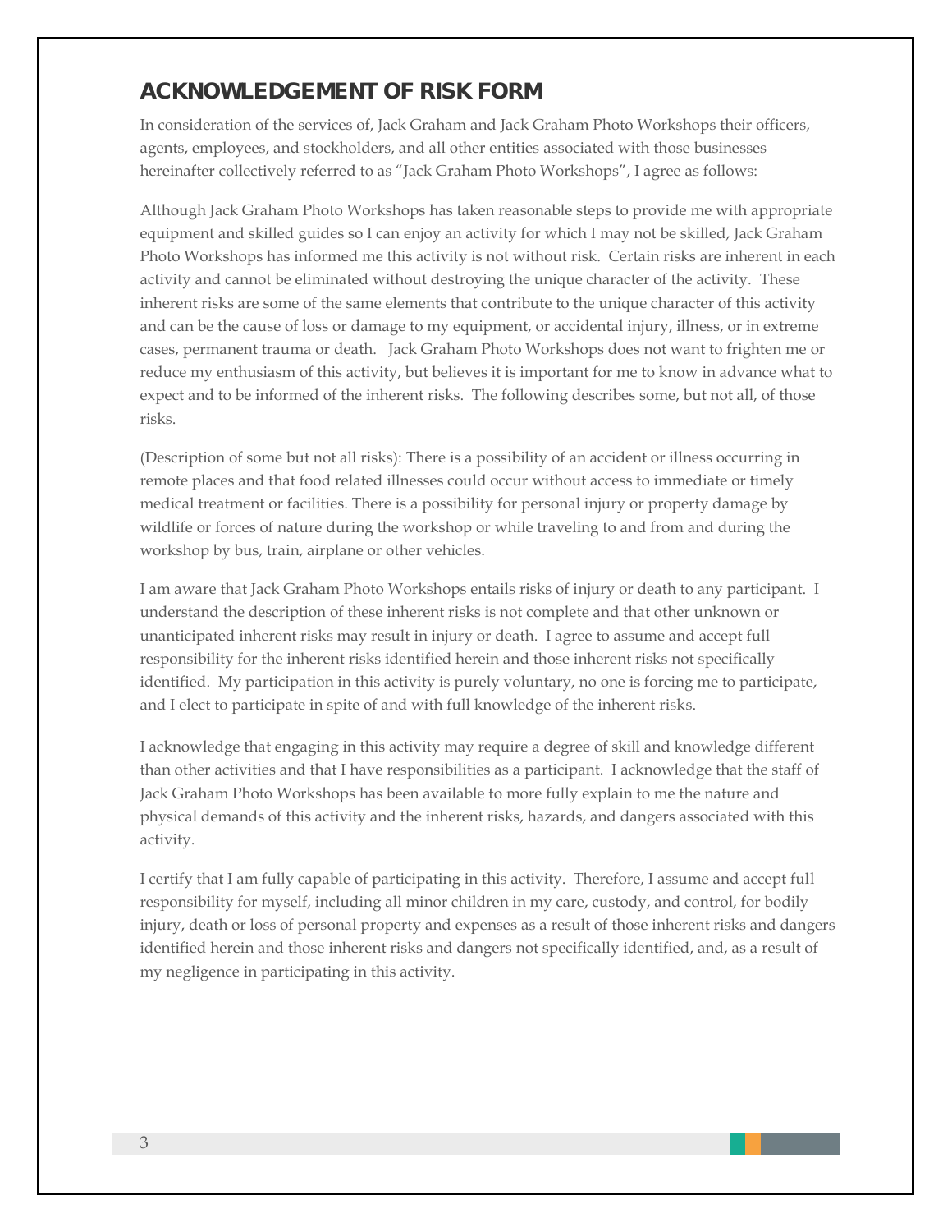## ACKNOWLEDGEMENT OF RISK FORM

In consideration of the services of, Jack Graham and Jack Graham Photo Workshops their officers, agents, employees, and stockholders, and all other entities associated with those businesses hereinafter collectively referred to as "Jack Graham Photo Workshops", I agree as follows:

Although Jack Graham Photo Workshops has taken reasonable steps to provide me with appropriate equipment and skilled guides so I can enjoy an activity for which I may not be skilled, Jack Graham Photo Workshops has informed me this activity is not without risk. Certain risks are inherent in each activity and cannot be eliminated without destroying the unique character of the activity. These inherent risks are some of the same elements that contribute to the unique character of this activity and can be the cause of loss or damage to my equipment, or accidental injury, illness, or in extreme cases, permanent trauma or death. Jack Graham Photo Workshops does not want to frighten me or reduce my enthusiasm of this activity, but believes it is important for me to know in advance what to expect and to be informed of the inherent risks. The following describes some, but not all, of those risks.

(Description of some but not all risks): There is a possibility of an accident or illness occurring in remote places and that food related illnesses could occur without access to immediate or timely medical treatment or facilities. There is a possibility for personal injury or property damage by wildlife or forces of nature during the workshop or while traveling to and from and during the workshop by bus, train, airplane or other vehicles.

I am aware that Jack Graham Photo Workshops entails risks of injury or death to any participant. I understand the description of these inherent risks is not complete and that other unknown or unanticipated inherent risks may result in injury or death. I agree to assume and accept full responsibility for the inherent risks identified herein and those inherent risks not specifically identified. My participation in this activity is purely voluntary, no one is forcing me to participate, and I elect to participate in spite of and with full knowledge of the inherent risks.

I acknowledge that engaging in this activity may require a degree of skill and knowledge different than other activities and that I have responsibilities as a participant. I acknowledge that the staff of Jack Graham Photo Workshops has been available to more fully explain to me the nature and physical demands of this activity and the inherent risks, hazards, and dangers associated with this activity.

I certify that I am fully capable of participating in this activity. Therefore, I assume and accept full responsibility for myself, including all minor children in my care, custody, and control, for bodily injury, death or loss of personal property and expenses as a result of those inherent risks and dangers identified herein and those inherent risks and dangers not specifically identified, and, as a result of my negligence in participating in this activity.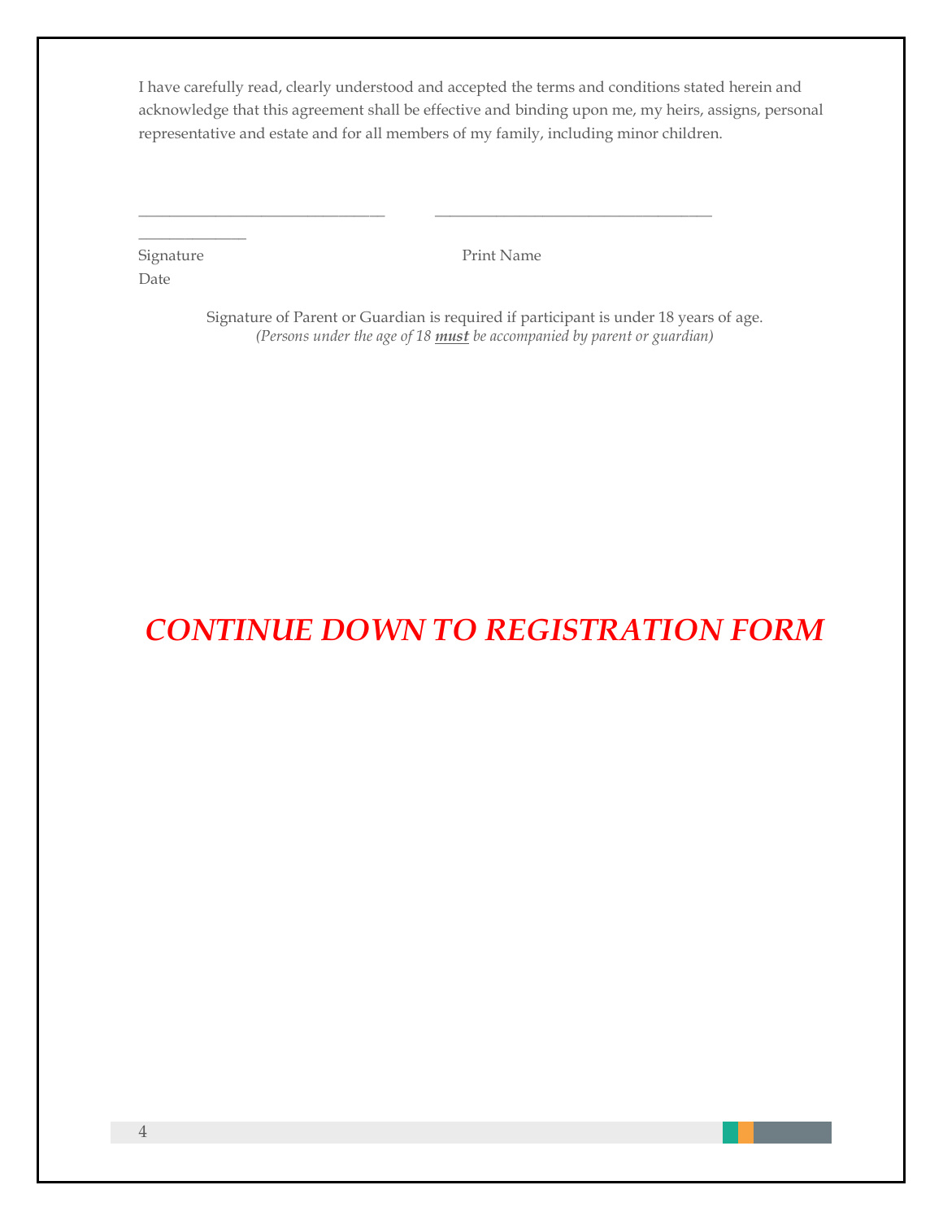I have carefully read, clearly understood and accepted the terms and conditions stated herein and acknowledge that this agreement shall be effective and binding upon me, my heirs, assigns, personal representative and estate and for all members of my family, including minor children.

_______________________________ ___________________________________ ______________

Signature Print Name Date

Signature of Parent or Guardian is required if participant is under 18 years of age.
*(Persons under the age of 18 **must** be accompanied by parent or guardian)*

## ***CONTINUE DOWN TO REGISTRATION FORM***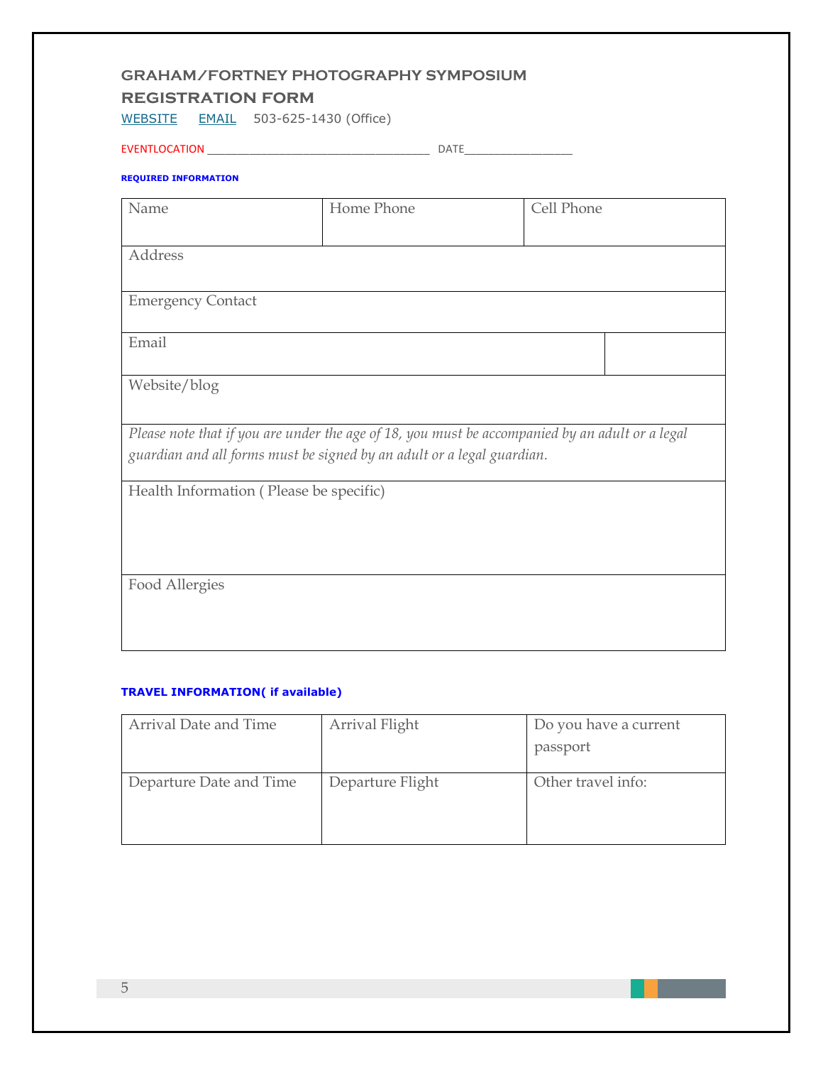## GRAHAM/FORTNEY PHOTOGRAPHY SYMPOSIUM

## REGISTRATION FORM

WEBSITE     EMAIL     503-625-1430 (Office)

EVENTLOCATION _________________________________ DATE________________

**REQUIRED INFORMATION**

| Name | Home Phone | Cell Phone |
|---|---|---|
| Address | | |
| Emergency Contact | | |
| Email | | |
| Website/blog | | |
| *Please note that if you are under the age of 18, you must be accompanied by an adult or a legal guardian and all forms must be signed by an adult or a legal guardian.* | | |
| Health Information ( Please be specific) | | |
| Food Allergies | | |

**TRAVEL INFORMATION( if available)**

| Arrival Date and Time | Arrival Flight | Do you have a current passport |
|---|---|---|
| Departure Date and Time | Departure Flight | Other travel info: |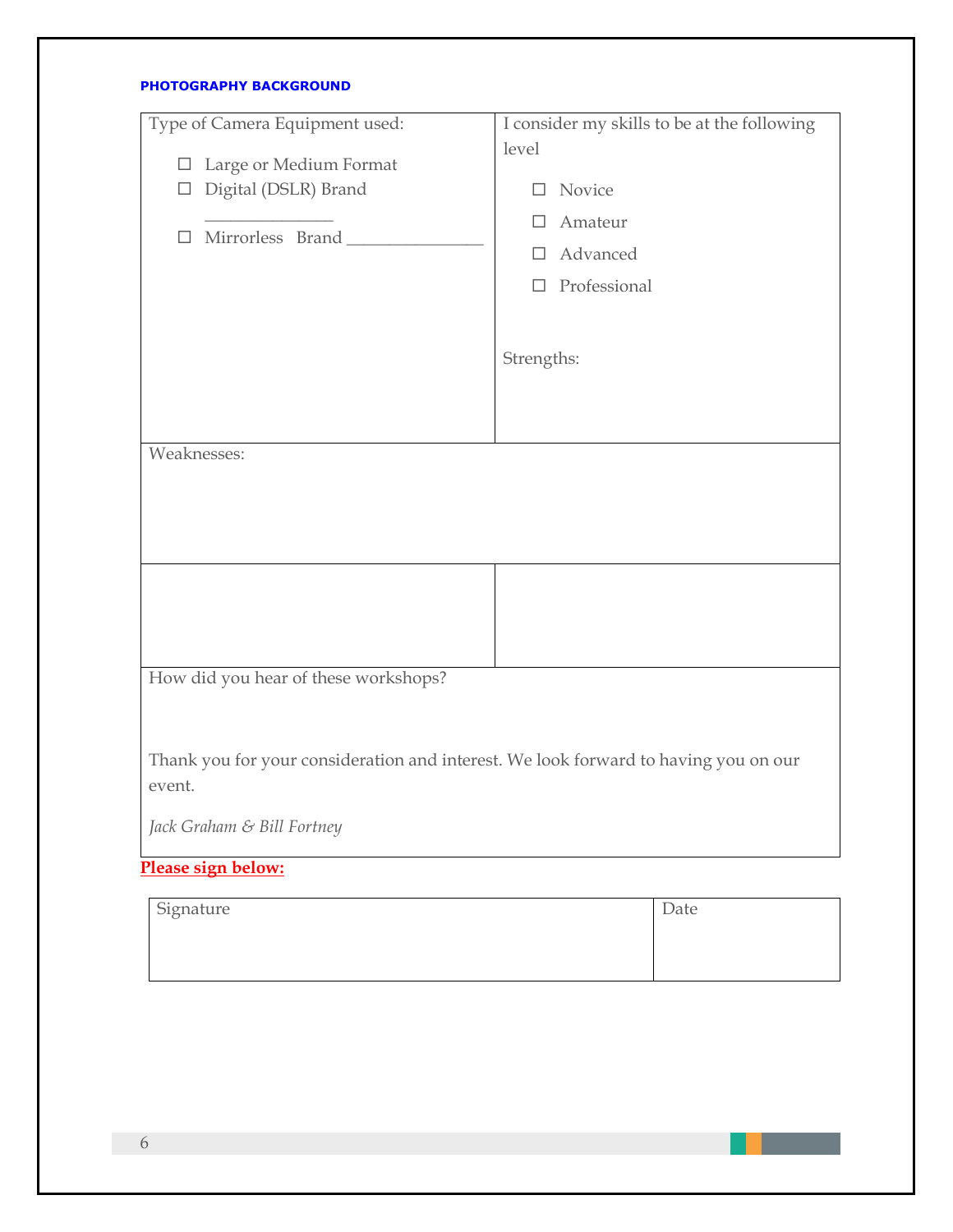#### PHOTOGRAPHY BACKGROUND

| Type of Camera Equipment used:<br><br>☐ Large or Medium Format<br>☐ Digital (DSLR) Brand _______________<br>☐ Mirrorless Brand _______________ | I consider my skills to be at the following level<br><br>☐ Novice<br>☐ Amateur<br>☐ Advanced<br>☐ Professional<br><br>Strengths: |
|---|---|
| Weaknesses: | |
| | |
| How did you hear of these workshops?<br><br>Thank you for your consideration and interest. We look forward to having you on our event.<br><br>*Jack Graham & Bill Fortney* | |

**Please sign below:**

| Signature | Date |
|---|---|
| | |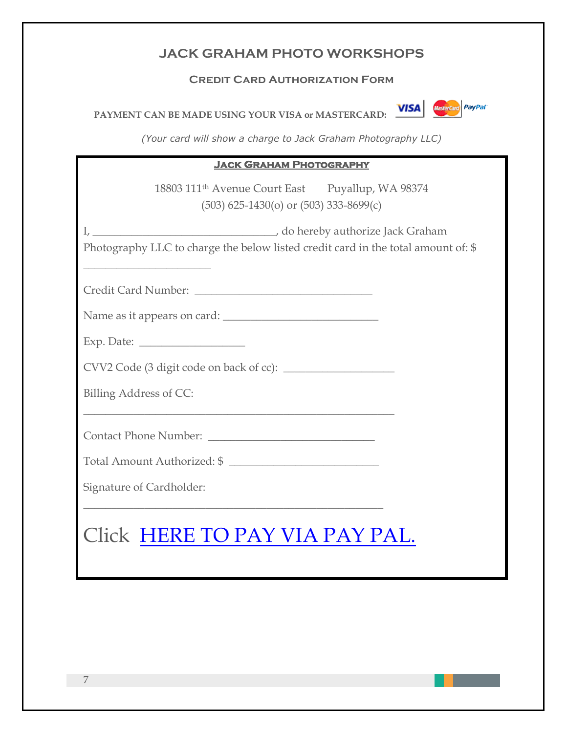# JACK GRAHAM PHOTO WORKSHOPS

## Credit Card Authorization Form

**PAYMENT CAN BE MADE USING YOUR VISA or MASTERCARD:**

*(Your card will show a charge to Jack Graham Photography LLC)*

**Jack Graham Photography**

18803 111th Avenue Court East Puyallup, WA 98374
(503) 625-1430(o) or (503) 333-8699(c)

I, ________________________________, do hereby authorize Jack Graham Photography LLC to charge the below listed credit card in the total amount of: $ ______________________

Credit Card Number: _______________________________

Name as it appears on card: ___________________________

Exp. Date: __________________

CVV2 Code (3 digit code on back of cc): ___________________

Billing Address of CC:

_______________________________________________________

Contact Phone Number: _____________________________

Total Amount Authorized: $ __________________________

Signature of Cardholder:

_____________________________________________________

Click HERE TO PAY VIA PAY PAL.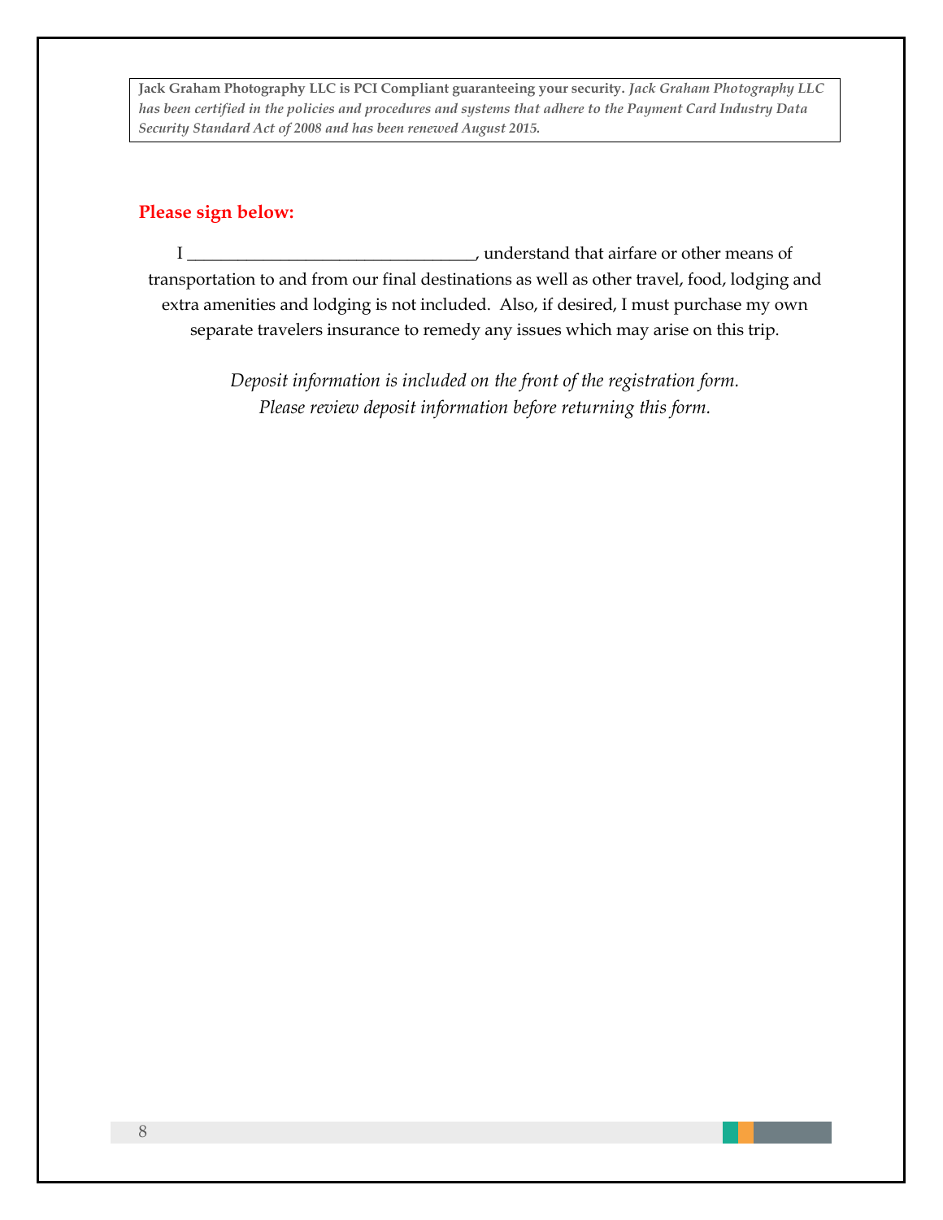**Jack Graham Photography LLC is PCI Compliant guaranteeing your security.** ***Jack Graham Photography LLC has been certified in the policies and procedures and systems that adhere to the Payment Card Industry Data Security Standard Act of 2008 and has been renewed August 2015.***

**Please sign below:**

I _________________________________, understand that airfare or other means of transportation to and from our final destinations as well as other travel, food, lodging and extra amenities and lodging is not included. Also, if desired, I must purchase my own separate travelers insurance to remedy any issues which may arise on this trip.

*Deposit information is included on the front of the registration form.*
*Please review deposit information before returning this form.*